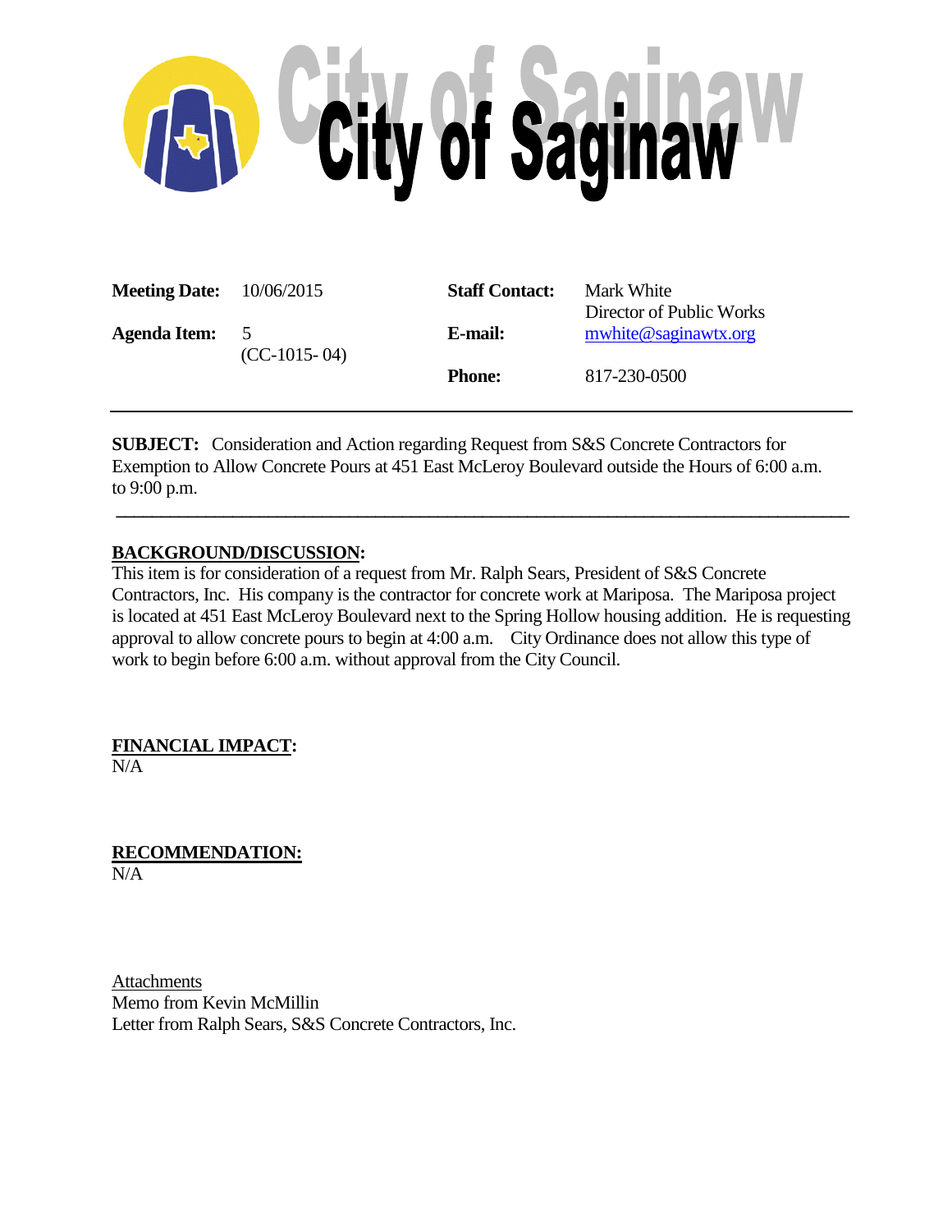# City of Saginaw

| | | | |
|---|---|---|---|
| **Meeting Date:** | 10/06/2015 | **Staff Contact:** | Mark White<br>Director of Public Works |
| **Agenda Item:** | 5<br>(CC-1015- 04) | **E-mail:** | mwhite@saginawtx.org |
| | | **Phone:** | 817-230-0500 |

---

**SUBJECT:** Consideration and Action regarding Request from S&S Concrete Contractors for Exemption to Allow Concrete Pours at 451 East McLeroy Boulevard outside the Hours of 6:00 a.m. to 9:00 p.m.

---

**BACKGROUND/DISCUSSION:**

This item is for consideration of a request from Mr. Ralph Sears, President of S&S Concrete Contractors, Inc. His company is the contractor for concrete work at Mariposa. The Mariposa project is located at 451 East McLeroy Boulevard next to the Spring Hollow housing addition. He is requesting approval to allow concrete pours to begin at 4:00 a.m. City Ordinance does not allow this type of work to begin before 6:00 a.m. without approval from the City Council.

**FINANCIAL IMPACT:**

N/A

**RECOMMENDATION:**

N/A

Attachments

Memo from Kevin McMillin

Letter from Ralph Sears, S&S Concrete Contractors, Inc.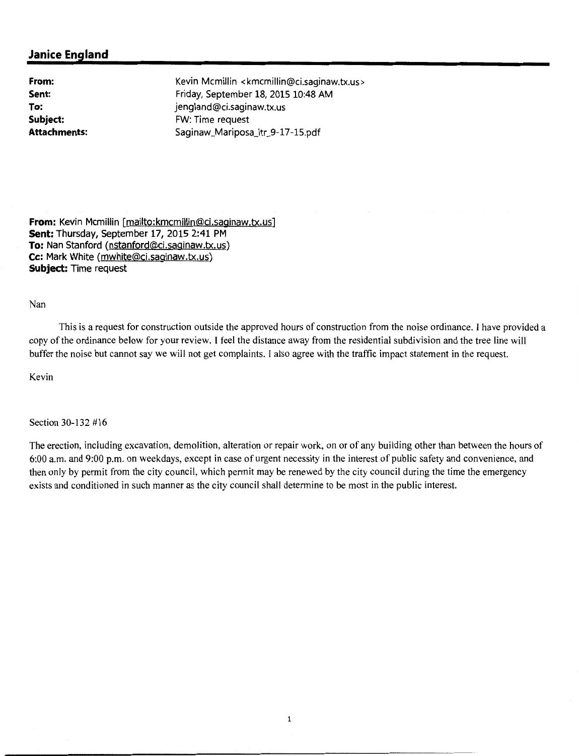## Janice England

**From:** Kevin Mcmillin <kmcmillin@ci.saginaw.tx.us>
**Sent:** Friday, September 18, 2015 10:48 AM
**To:** jengland@ci.saginaw.tx.us
**Subject:** FW: Time request
**Attachments:** Saginaw_Mariposa_ltr_9-17-15.pdf

**From:** Kevin Mcmillin [mailto:kmcmillin@ci.saginaw.tx.us]
**Sent:** Thursday, September 17, 2015 2:41 PM
**To:** Nan Stanford (nstanford@ci.saginaw.tx.us)
**Cc:** Mark White (mwhite@ci.saginaw.tx.us)
**Subject:** Time request

Nan

This is a request for construction outside the approved hours of construction from the noise ordinance. I have provided a copy of the ordinance below for your review. I feel the distance away from the residential subdivision and the tree line will buffer the noise but cannot say we will not get complaints. I also agree with the traffic impact statement in the request.

Kevin

Section 30-132 #16

The erection, including excavation, demolition, alteration or repair work, on or of any building other than between the hours of 6:00 a.m. and 9:00 p.m. on weekdays, except in case of urgent necessity in the interest of public safety and convenience, and then only by permit from the city council, which permit may be renewed by the city council during the time the emergency exists and conditioned in such manner as the city council shall determine to be most in the public interest.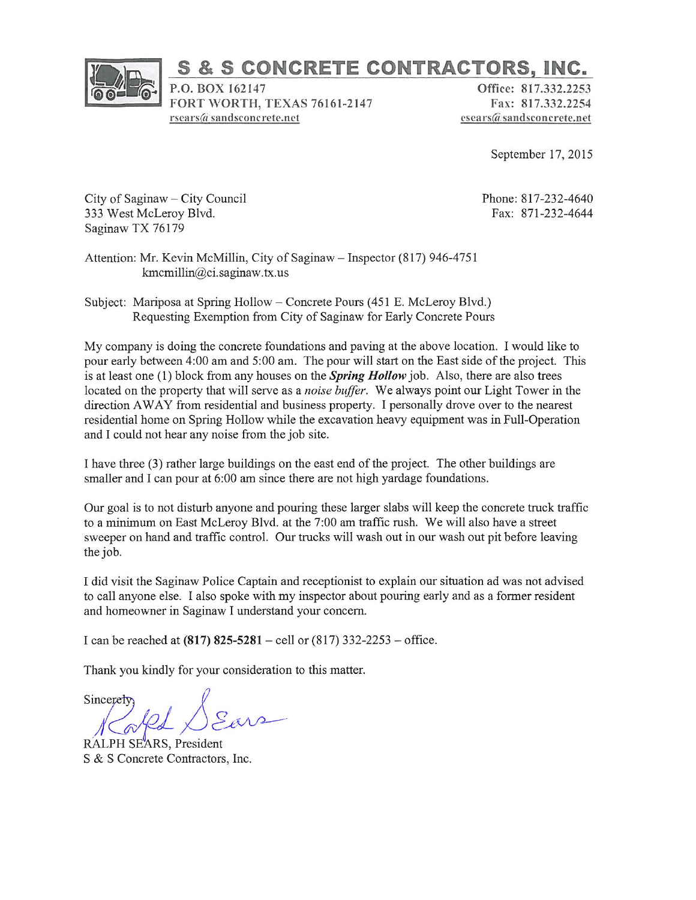# S & S CONCRETE CONTRACTORS, INC.

P.O. BOX 162147
FORT WORTH, TEXAS 76161-2147
rsears@sandsconcrete.net

Office: 817.332.2253
Fax: 817.332.2254
esears@sandsconcrete.net

September 17, 2015

City of Saginaw – City Council
333 West McLeroy Blvd.
Saginaw TX 76179

Phone: 817-232-4640
Fax: 871-232-4644

Attention: Mr. Kevin McMillin, City of Saginaw – Inspector (817) 946-4751
kmcmillin@ci.saginaw.tx.us

Subject: Mariposa at Spring Hollow – Concrete Pours (451 E. McLeroy Blvd.)
Requesting Exemption from City of Saginaw for Early Concrete Pours

My company is doing the concrete foundations and paving at the above location. I would like to pour early between 4:00 am and 5:00 am. The pour will start on the East side of the project. This is at least one (1) block from any houses on the ***Spring Hollow*** job. Also, there are also trees located on the property that will serve as a *noise buffer*. We always point our Light Tower in the direction AWAY from residential and business property. I personally drove over to the nearest residential home on Spring Hollow while the excavation heavy equipment was in Full-Operation and I could not hear any noise from the job site.

I have three (3) rather large buildings on the east end of the project. The other buildings are smaller and I can pour at 6:00 am since there are not high yardage foundations.

Our goal is to not disturb anyone and pouring these larger slabs will keep the concrete truck traffic to a minimum on East McLeroy Blvd. at the 7:00 am traffic rush. We will also have a street sweeper on hand and traffic control. Our trucks will wash out in our wash out pit before leaving the job.

I did visit the Saginaw Police Captain and receptionist to explain our situation ad was not advised to call anyone else. I also spoke with my inspector about pouring early and as a former resident and homeowner in Saginaw I understand your concern.

I can be reached at **(817) 825-5281** – cell or (817) 332-2253 – office.

Thank you kindly for your consideration to this matter.

Sincerely,

Ralph Sears

RALPH SEARS, President
S & S Concrete Contractors, Inc.